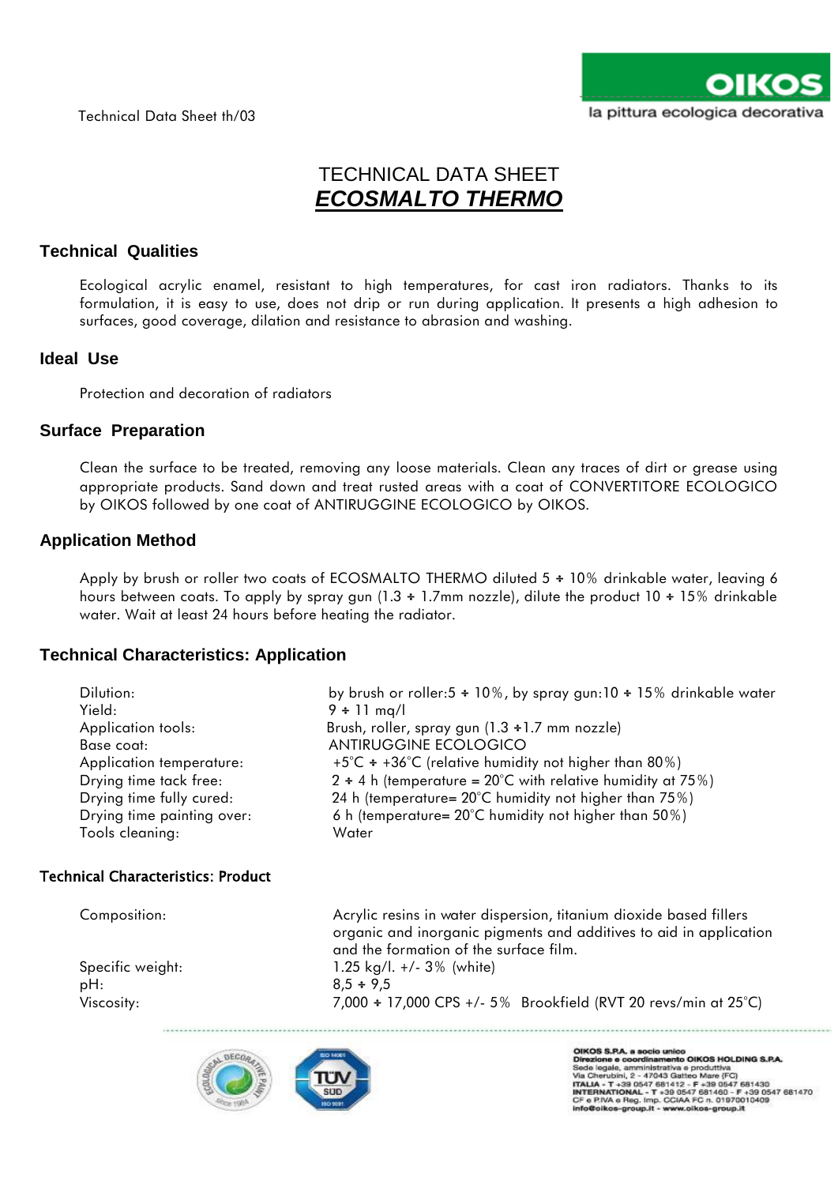Technical Data Sheet th/03

# TECHNICAL DATA SHEET
# ***ECOSMALTO THERMO***

## Technical Qualities

Ecological acrylic enamel, resistant to high temperatures, for cast iron radiators. Thanks to its formulation, it is easy to use, does not drip or run during application. It presents a high adhesion to surfaces, good coverage, dilation and resistance to abrasion and washing.

## Ideal Use

Protection and decoration of radiators

## Surface Preparation

Clean the surface to be treated, removing any loose materials. Clean any traces of dirt or grease using appropriate products. Sand down and treat rusted areas with a coat of CONVERTITORE ECOLOGICO by OIKOS followed by one coat of ANTIRUGGINE ECOLOGICO by OIKOS.

## Application Method

Apply by brush or roller two coats of ECOSMALTO THERMO diluted 5 ÷ 10% drinkable water, leaving 6 hours between coats. To apply by spray gun (1.3 ÷ 1.7mm nozzle), dilute the product 10 ÷ 15% drinkable water. Wait at least 24 hours before heating the radiator.

## Technical Characteristics: Application

| | |
|---|---|
| Dilution: | by brush or roller:5 ÷ 10%, by spray gun:10 ÷ 15% drinkable water |
| Yield: | 9 ÷ 11 mq/l |
| Application tools: | Brush, roller, spray gun (1.3 ÷1.7 mm nozzle) |
| Base coat: | ANTIRUGGINE ECOLOGICO |
| Application temperature: | +5°C ÷ +36°C (relative humidity not higher than 80%) |
| Drying time tack free: | 2 ÷ 4 h (temperature = 20°C with relative humidity at 75%) |
| Drying time fully cured: | 24 h (temperature= 20°C humidity not higher than 75%) |
| Drying time painting over: | 6 h (temperature= 20°C humidity not higher than 50%) |
| Tools cleaning: | Water |

## Technical Characteristics: Product

| | |
|---|---|
| Composition: | Acrylic resins in water dispersion, titanium dioxide based fillers organic and inorganic pigments and additives to aid in application and the formation of the surface film. |
| Specific weight: | 1.25 kg/l. +/- 3% (white) |
| pH: | 8,5 ÷ 9,5 |
| Viscosity: | 7,000 ÷ 17,000 CPS +/- 5% Brookfield (RVT 20 revs/min at 25°C) |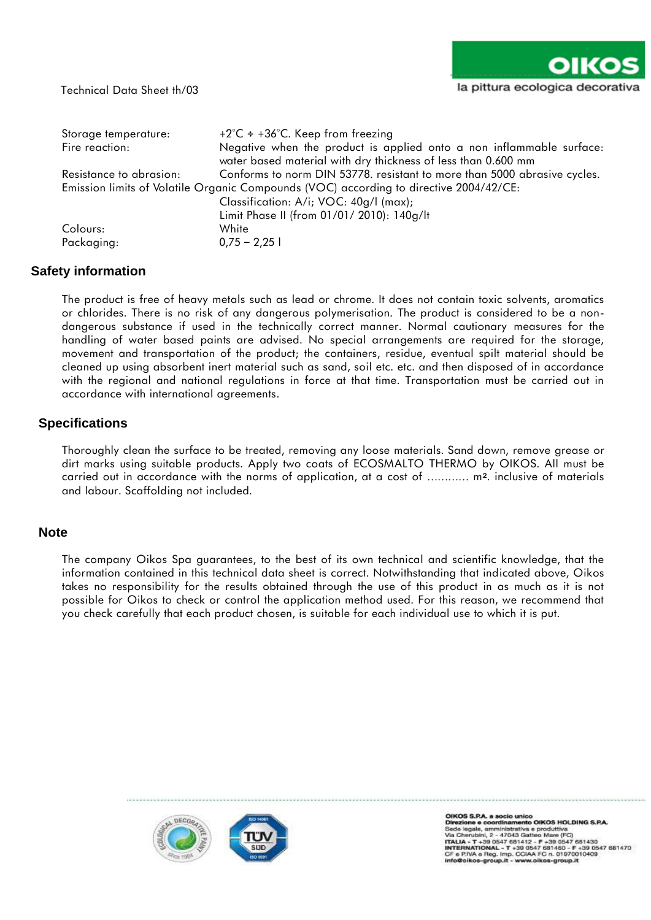| | |
|---|---|
| Storage temperature: | +2°C ÷ +36°C. Keep from freezing |
| Fire reaction: | Negative when the product is applied onto a non inflammable surface: water based material with dry thickness of less than 0.600 mm |
| Resistance to abrasion: | Conforms to norm DIN 53778. resistant to more than 5000 abrasive cycles. |

Emission limits of Volatile Organic Compounds (VOC) according to directive 2004/42/CE:

Classification: A/i; VOC: 40g/l (max);
Limit Phase II (from 01/01/ 2010): 140g/lt

| | |
|---|---|
| Colours: | White |
| Packaging: | 0,75 – 2,25 l |

## Safety information

The product is free of heavy metals such as lead or chrome. It does not contain toxic solvents, aromatics or chlorides. There is no risk of any dangerous polymerisation. The product is considered to be a non-dangerous substance if used in the technically correct manner. Normal cautionary measures for the handling of water based paints are advised. No special arrangements are required for the storage, movement and transportation of the product; the containers, residue, eventual spilt material should be cleaned up using absorbent inert material such as sand, soil etc. etc. and then disposed of in accordance with the regional and national regulations in force at that time. Transportation must be carried out in accordance with international agreements.

## Specifications

Thoroughly clean the surface to be treated, removing any loose materials. Sand down, remove grease or dirt marks using suitable products. Apply two coats of ECOSMALTO THERMO by OIKOS. All must be carried out in accordance with the norms of application, at a cost of ............ m². inclusive of materials and labour. Scaffolding not included.

## Note

The company Oikos Spa guarantees, to the best of its own technical and scientific knowledge, that the information contained in this technical data sheet is correct. Notwithstanding that indicated above, Oikos takes no responsibility for the results obtained through the use of this product in as much as it is not possible for Oikos to check or control the application method used. For this reason, we recommend that you check carefully that each product chosen, is suitable for each individual use to which it is put.